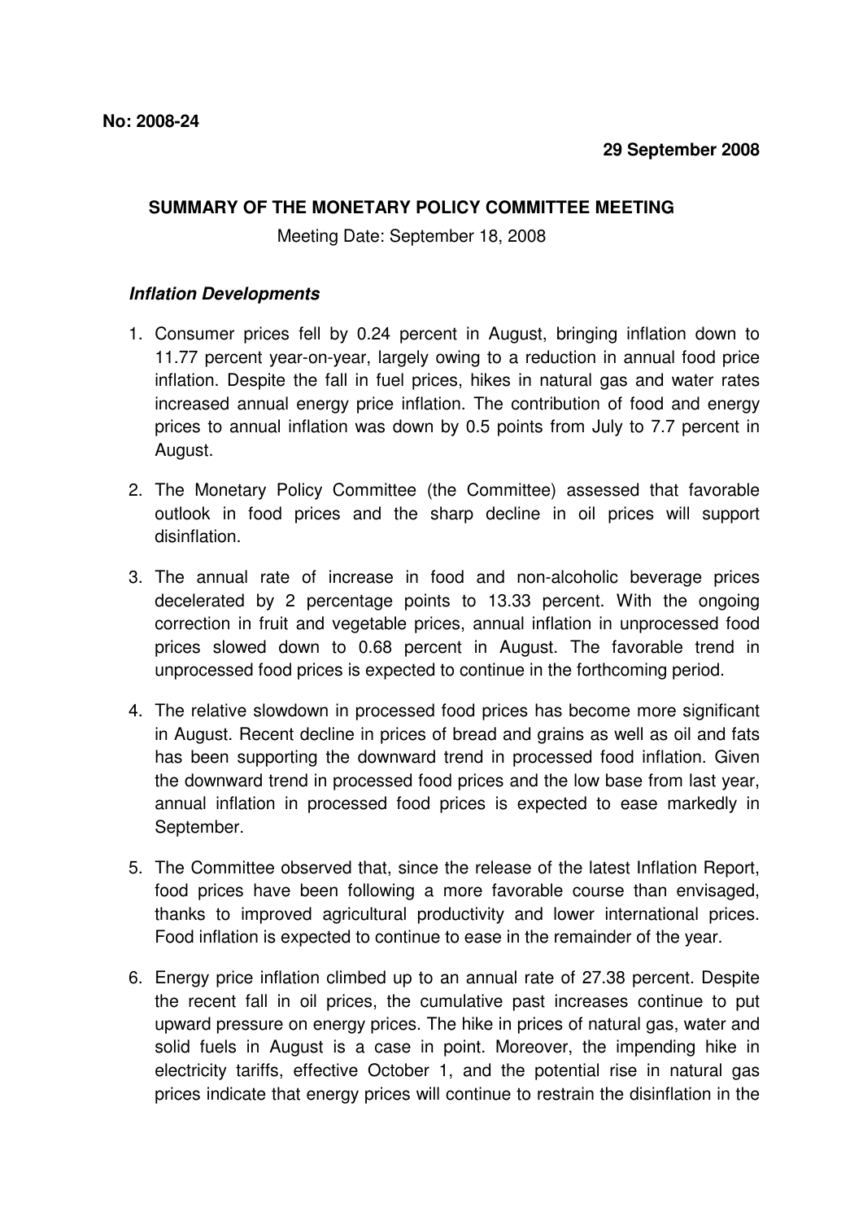**No: 2008-24**

**29 September 2008**

**SUMMARY OF THE MONETARY POLICY COMMITTEE MEETING**

Meeting Date: September 18, 2008

***Inflation Developments***

1. Consumer prices fell by 0.24 percent in August, bringing inflation down to 11.77 percent year-on-year, largely owing to a reduction in annual food price inflation. Despite the fall in fuel prices, hikes in natural gas and water rates increased annual energy price inflation. The contribution of food and energy prices to annual inflation was down by 0.5 points from July to 7.7 percent in August.

2. The Monetary Policy Committee (the Committee) assessed that favorable outlook in food prices and the sharp decline in oil prices will support disinflation.

3. The annual rate of increase in food and non-alcoholic beverage prices decelerated by 2 percentage points to 13.33 percent. With the ongoing correction in fruit and vegetable prices, annual inflation in unprocessed food prices slowed down to 0.68 percent in August. The favorable trend in unprocessed food prices is expected to continue in the forthcoming period.

4. The relative slowdown in processed food prices has become more significant in August. Recent decline in prices of bread and grains as well as oil and fats has been supporting the downward trend in processed food inflation. Given the downward trend in processed food prices and the low base from last year, annual inflation in processed food prices is expected to ease markedly in September.

5. The Committee observed that, since the release of the latest Inflation Report, food prices have been following a more favorable course than envisaged, thanks to improved agricultural productivity and lower international prices. Food inflation is expected to continue to ease in the remainder of the year.

6. Energy price inflation climbed up to an annual rate of 27.38 percent. Despite the recent fall in oil prices, the cumulative past increases continue to put upward pressure on energy prices. The hike in prices of natural gas, water and solid fuels in August is a case in point. Moreover, the impending hike in electricity tariffs, effective October 1, and the potential rise in natural gas prices indicate that energy prices will continue to restrain the disinflation in the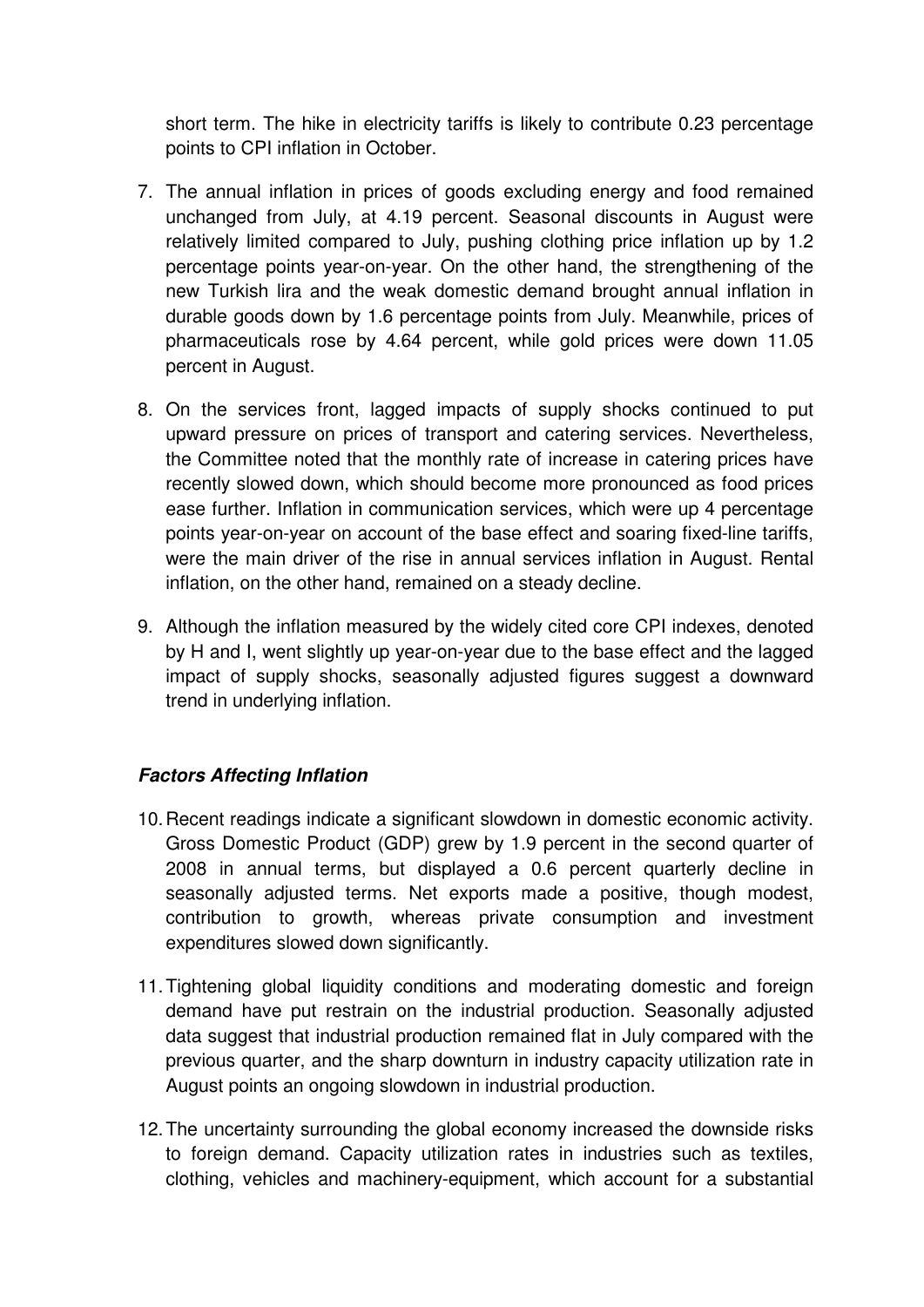short term. The hike in electricity tariffs is likely to contribute 0.23 percentage points to CPI inflation in October.

7. The annual inflation in prices of goods excluding energy and food remained unchanged from July, at 4.19 percent. Seasonal discounts in August were relatively limited compared to July, pushing clothing price inflation up by 1.2 percentage points year-on-year. On the other hand, the strengthening of the new Turkish lira and the weak domestic demand brought annual inflation in durable goods down by 1.6 percentage points from July. Meanwhile, prices of pharmaceuticals rose by 4.64 percent, while gold prices were down 11.05 percent in August.

8. On the services front, lagged impacts of supply shocks continued to put upward pressure on prices of transport and catering services. Nevertheless, the Committee noted that the monthly rate of increase in catering prices have recently slowed down, which should become more pronounced as food prices ease further. Inflation in communication services, which were up 4 percentage points year-on-year on account of the base effect and soaring fixed-line tariffs, were the main driver of the rise in annual services inflation in August. Rental inflation, on the other hand, remained on a steady decline.

9. Although the inflation measured by the widely cited core CPI indexes, denoted by H and I, went slightly up year-on-year due to the base effect and the lagged impact of supply shocks, seasonally adjusted figures suggest a downward trend in underlying inflation.

### ***Factors Affecting Inflation***

10. Recent readings indicate a significant slowdown in domestic economic activity. Gross Domestic Product (GDP) grew by 1.9 percent in the second quarter of 2008 in annual terms, but displayed a 0.6 percent quarterly decline in seasonally adjusted terms. Net exports made a positive, though modest, contribution to growth, whereas private consumption and investment expenditures slowed down significantly.

11. Tightening global liquidity conditions and moderating domestic and foreign demand have put restrain on the industrial production. Seasonally adjusted data suggest that industrial production remained flat in July compared with the previous quarter, and the sharp downturn in industry capacity utilization rate in August points an ongoing slowdown in industrial production.

12. The uncertainty surrounding the global economy increased the downside risks to foreign demand. Capacity utilization rates in industries such as textiles, clothing, vehicles and machinery-equipment, which account for a substantial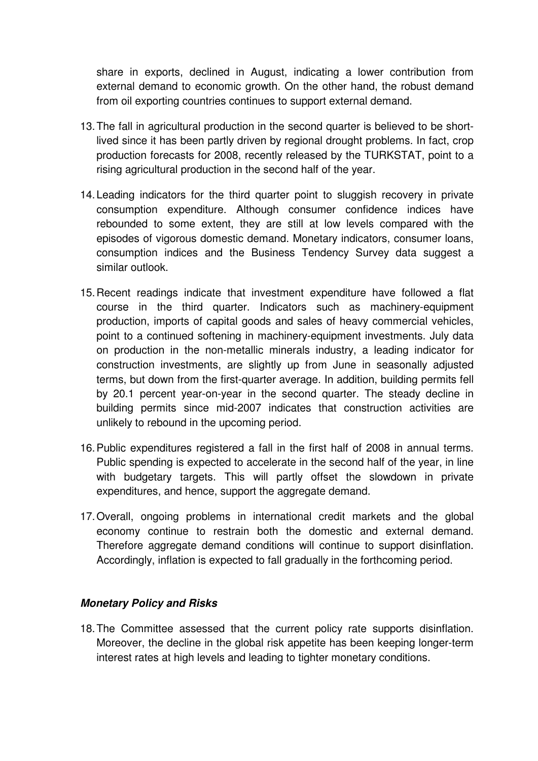share in exports, declined in August, indicating a lower contribution from external demand to economic growth. On the other hand, the robust demand from oil exporting countries continues to support external demand.

13. The fall in agricultural production in the second quarter is believed to be short-lived since it has been partly driven by regional drought problems. In fact, crop production forecasts for 2008, recently released by the TURKSTAT, point to a rising agricultural production in the second half of the year.

14. Leading indicators for the third quarter point to sluggish recovery in private consumption expenditure. Although consumer confidence indices have rebounded to some extent, they are still at low levels compared with the episodes of vigorous domestic demand. Monetary indicators, consumer loans, consumption indices and the Business Tendency Survey data suggest a similar outlook.

15. Recent readings indicate that investment expenditure have followed a flat course in the third quarter. Indicators such as machinery-equipment production, imports of capital goods and sales of heavy commercial vehicles, point to a continued softening in machinery-equipment investments. July data on production in the non-metallic minerals industry, a leading indicator for construction investments, are slightly up from June in seasonally adjusted terms, but down from the first-quarter average. In addition, building permits fell by 20.1 percent year-on-year in the second quarter. The steady decline in building permits since mid-2007 indicates that construction activities are unlikely to rebound in the upcoming period.

16. Public expenditures registered a fall in the first half of 2008 in annual terms. Public spending is expected to accelerate in the second half of the year, in line with budgetary targets. This will partly offset the slowdown in private expenditures, and hence, support the aggregate demand.

17. Overall, ongoing problems in international credit markets and the global economy continue to restrain both the domestic and external demand. Therefore aggregate demand conditions will continue to support disinflation. Accordingly, inflation is expected to fall gradually in the forthcoming period.

### ***Monetary Policy and Risks***

18. The Committee assessed that the current policy rate supports disinflation. Moreover, the decline in the global risk appetite has been keeping longer-term interest rates at high levels and leading to tighter monetary conditions.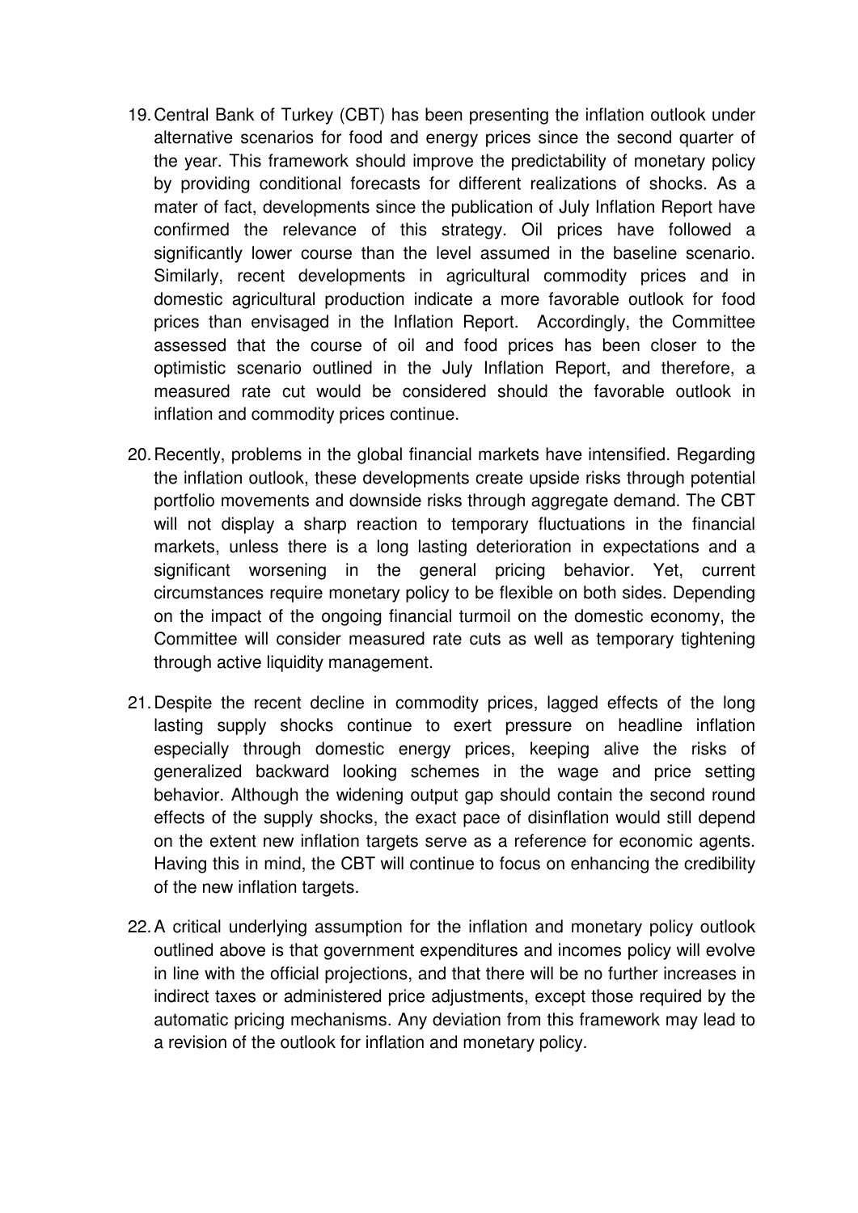19. Central Bank of Turkey (CBT) has been presenting the inflation outlook under alternative scenarios for food and energy prices since the second quarter of the year. This framework should improve the predictability of monetary policy by providing conditional forecasts for different realizations of shocks. As a mater of fact, developments since the publication of July Inflation Report have confirmed the relevance of this strategy. Oil prices have followed a significantly lower course than the level assumed in the baseline scenario. Similarly, recent developments in agricultural commodity prices and in domestic agricultural production indicate a more favorable outlook for food prices than envisaged in the Inflation Report. Accordingly, the Committee assessed that the course of oil and food prices has been closer to the optimistic scenario outlined in the July Inflation Report, and therefore, a measured rate cut would be considered should the favorable outlook in inflation and commodity prices continue.

20. Recently, problems in the global financial markets have intensified. Regarding the inflation outlook, these developments create upside risks through potential portfolio movements and downside risks through aggregate demand. The CBT will not display a sharp reaction to temporary fluctuations in the financial markets, unless there is a long lasting deterioration in expectations and a significant worsening in the general pricing behavior. Yet, current circumstances require monetary policy to be flexible on both sides. Depending on the impact of the ongoing financial turmoil on the domestic economy, the Committee will consider measured rate cuts as well as temporary tightening through active liquidity management.

21. Despite the recent decline in commodity prices, lagged effects of the long lasting supply shocks continue to exert pressure on headline inflation especially through domestic energy prices, keeping alive the risks of generalized backward looking schemes in the wage and price setting behavior. Although the widening output gap should contain the second round effects of the supply shocks, the exact pace of disinflation would still depend on the extent new inflation targets serve as a reference for economic agents. Having this in mind, the CBT will continue to focus on enhancing the credibility of the new inflation targets.

22. A critical underlying assumption for the inflation and monetary policy outlook outlined above is that government expenditures and incomes policy will evolve in line with the official projections, and that there will be no further increases in indirect taxes or administered price adjustments, except those required by the automatic pricing mechanisms. Any deviation from this framework may lead to a revision of the outlook for inflation and monetary policy.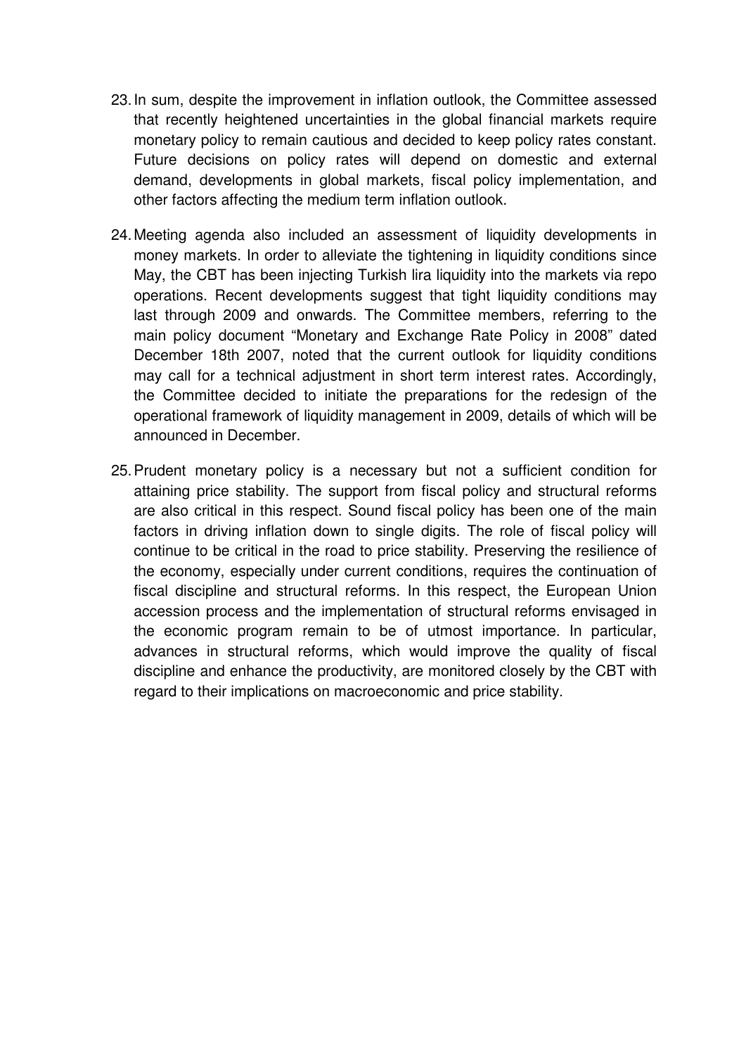23. In sum, despite the improvement in inflation outlook, the Committee assessed that recently heightened uncertainties in the global financial markets require monetary policy to remain cautious and decided to keep policy rates constant. Future decisions on policy rates will depend on domestic and external demand, developments in global markets, fiscal policy implementation, and other factors affecting the medium term inflation outlook.

24. Meeting agenda also included an assessment of liquidity developments in money markets. In order to alleviate the tightening in liquidity conditions since May, the CBT has been injecting Turkish lira liquidity into the markets via repo operations. Recent developments suggest that tight liquidity conditions may last through 2009 and onwards. The Committee members, referring to the main policy document "Monetary and Exchange Rate Policy in 2008" dated December 18th 2007, noted that the current outlook for liquidity conditions may call for a technical adjustment in short term interest rates. Accordingly, the Committee decided to initiate the preparations for the redesign of the operational framework of liquidity management in 2009, details of which will be announced in December.

25. Prudent monetary policy is a necessary but not a sufficient condition for attaining price stability. The support from fiscal policy and structural reforms are also critical in this respect. Sound fiscal policy has been one of the main factors in driving inflation down to single digits. The role of fiscal policy will continue to be critical in the road to price stability. Preserving the resilience of the economy, especially under current conditions, requires the continuation of fiscal discipline and structural reforms. In this respect, the European Union accession process and the implementation of structural reforms envisaged in the economic program remain to be of utmost importance. In particular, advances in structural reforms, which would improve the quality of fiscal discipline and enhance the productivity, are monitored closely by the CBT with regard to their implications on macroeconomic and price stability.